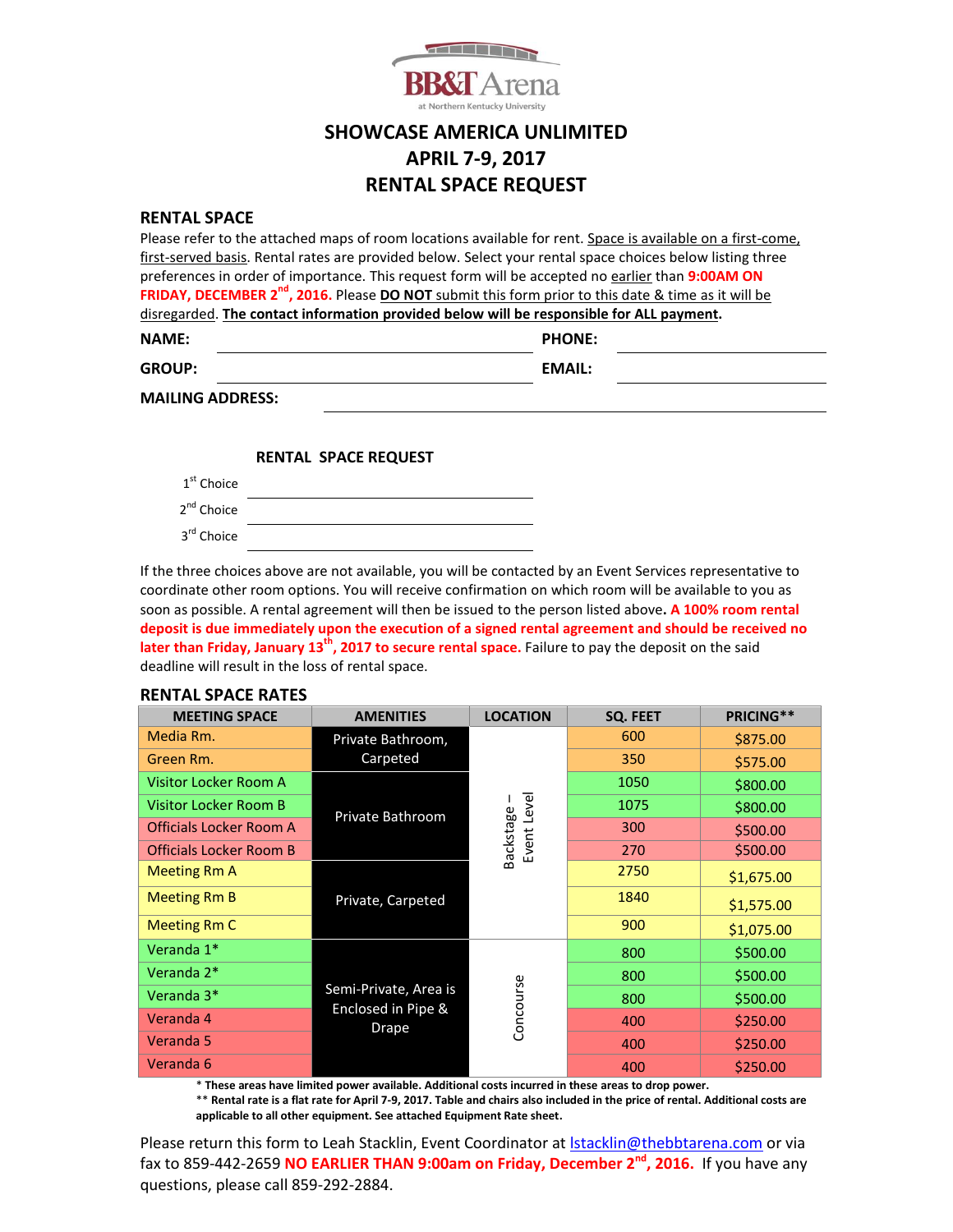BB&T Arena at Northern Kentucky University

# SHOWCASE AMERICA UNLIMITED
# APRIL 7-9, 2017
# RENTAL SPACE REQUEST

## RENTAL SPACE

Please refer to the attached maps of room locations available for rent. Space is available on a first-come, first-served basis. Rental rates are provided below. Select your rental space choices below listing three preferences in order of importance. This request form will be accepted no earlier than **9:00AM ON FRIDAY, DECEMBER 2nd, 2016.** Please **DO NOT** submit this form prior to this date & time as it will be disregarded. **The contact information provided below will be responsible for ALL payment.**

**NAME:** ______________________ **PHONE:** ______________________

**GROUP:** ______________________ **EMAIL:** ______________________

**MAILING ADDRESS:** ______________________________________________

**RENTAL SPACE REQUEST**

1st Choice ______________________

2nd Choice ______________________

3rd Choice ______________________

If the three choices above are not available, you will be contacted by an Event Services representative to coordinate other room options. You will receive confirmation on which room will be available to you as soon as possible. A rental agreement will then be issued to the person listed above. **A 100% room rental deposit is due immediately upon the execution of a signed rental agreement and should be received no later than Friday, January 13th, 2017 to secure rental space.** Failure to pay the deposit on the said deadline will result in the loss of rental space.

## RENTAL SPACE RATES

| MEETING SPACE | AMENITIES | LOCATION | SQ. FEET | PRICING** |
|---|---|---|---|---|
| Media Rm. | Private Bathroom, Carpeted | Backstage – Event Level | 600 | $875.00 |
| Green Rm. | Private Bathroom, Carpeted | Backstage – Event Level | 350 | $575.00 |
| Visitor Locker Room A | Private Bathroom | Backstage – Event Level | 1050 | $800.00 |
| Visitor Locker Room B | Private Bathroom | Backstage – Event Level | 1075 | $800.00 |
| Officials Locker Room A | Private Bathroom | Backstage – Event Level | 300 | $500.00 |
| Officials Locker Room B | Private Bathroom | Backstage – Event Level | 270 | $500.00 |
| Meeting Rm A | Private, Carpeted | Backstage – Event Level | 2750 | $1,675.00 |
| Meeting Rm B | Private, Carpeted | Backstage – Event Level | 1840 | $1,575.00 |
| Meeting Rm C | Private, Carpeted | Backstage – Event Level | 900 | $1,075.00 |
| Veranda 1* | Semi-Private, Area is Enclosed in Pipe & Drape | Concourse | 800 | $500.00 |
| Veranda 2* | Semi-Private, Area is Enclosed in Pipe & Drape | Concourse | 800 | $500.00 |
| Veranda 3* | Semi-Private, Area is Enclosed in Pipe & Drape | Concourse | 800 | $500.00 |
| Veranda 4 | Semi-Private, Area is Enclosed in Pipe & Drape | Concourse | 400 | $250.00 |
| Veranda 5 | Semi-Private, Area is Enclosed in Pipe & Drape | Concourse | 400 | $250.00 |
| Veranda 6 | Semi-Private, Area is Enclosed in Pipe & Drape | Concourse | 400 | $250.00 |

**\* These areas have limited power available. Additional costs incurred in these areas to drop power.**

**\*\* Rental rate is a flat rate for April 7-9, 2017. Table and chairs also included in the price of rental. Additional costs are applicable to all other equipment. See attached Equipment Rate sheet.**

Please return this form to Leah Stacklin, Event Coordinator at lstacklin@thebbtarena.com or via fax to 859-442-2659 **NO EARLIER THAN 9:00am on Friday, December 2nd, 2016.** If you have any questions, please call 859-292-2884.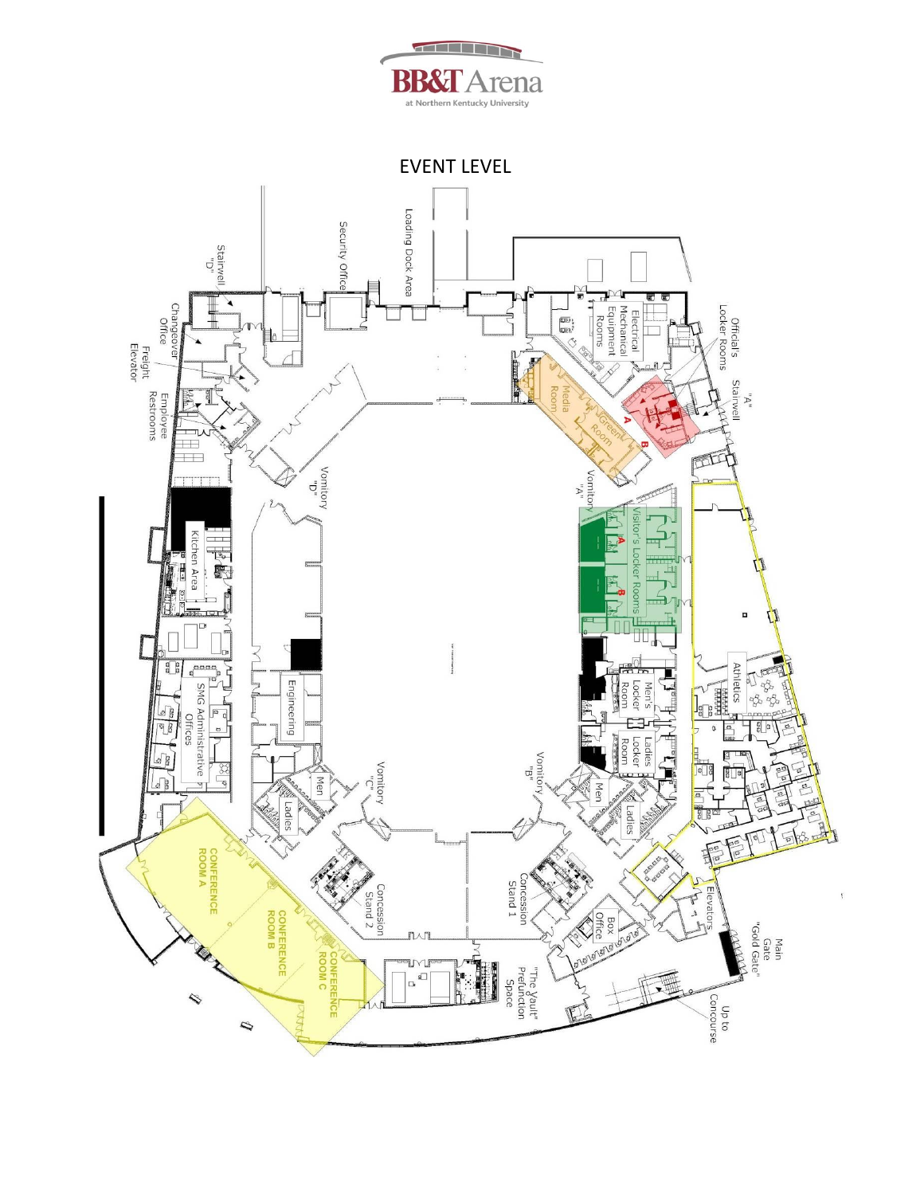BB&T Arena at Northern Kentucky University

# EVENT LEVEL

Stairwell "D"

Security Office

Loading Dock Area

Electrical Mechanical Equipment Rooms

Official's Locker Rooms

"A" Stairwell

Changeover Office

Freight Elevator

Employee Restrooms

Media Room

Green Room

A

B

Vomitory "D"

Vomitory "A"

Visitor's Locker Rooms

A

B

Kitchen Area

Athletics

Engineering

Men's Locker Room

SMG Administrative Offices

Ladies Locker Room

Vomitory "C"

Vomitory "B"

Men

Ladies

Men

Ladies

CONFERENCE ROOM A

CONFERENCE ROOM B

CONFERENCE ROOM C

Concession Stand 2

Concession Stand 1

Box Office

Elevators

Main Gate "Gold Gate"

"The Vault" Prefunction Space

Up to Concourse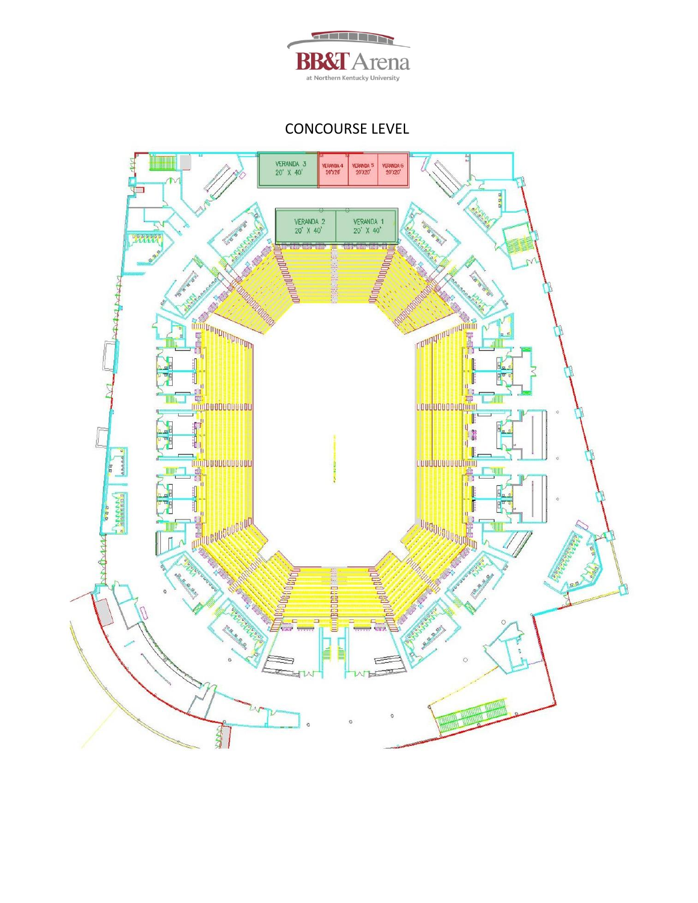BB&T Arena

at Northern Kentucky University

# CONCOURSE LEVEL

VERANDA 3 20' X 40'

VERANDA 4 20'X20'

VERANDA 5 20'X20'

VERANDA 6 20'X20'

VERANDA 2 20' X 40'

VERANDA 1 20' X 40'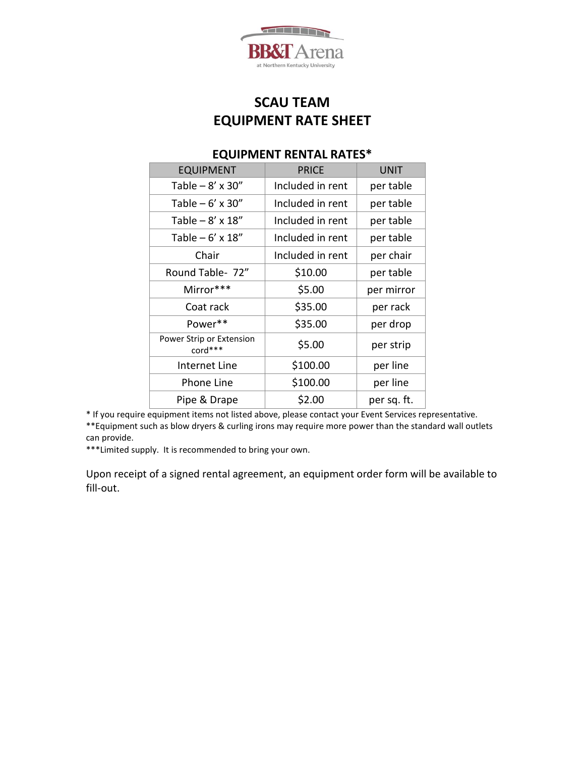BB&T Arena at Northern Kentucky University

# SCAU TEAM
# EQUIPMENT RATE SHEET

## EQUIPMENT RENTAL RATES*

| EQUIPMENT | PRICE | UNIT |
|---|---|---|
| Table – 8' x 30" | Included in rent | per table |
| Table – 6' x 30" | Included in rent | per table |
| Table – 8' x 18" | Included in rent | per table |
| Table – 6' x 18" | Included in rent | per table |
| Chair | Included in rent | per chair |
| Round Table- 72" | $10.00 | per table |
| Mirror*** | $5.00 | per mirror |
| Coat rack | $35.00 | per rack |
| Power** | $35.00 | per drop |
| Power Strip or Extension cord*** | $5.00 | per strip |
| Internet Line | $100.00 | per line |
| Phone Line | $100.00 | per line |
| Pipe & Drape | $2.00 | per sq. ft. |

* If you require equipment items not listed above, please contact your Event Services representative.
**Equipment such as blow dryers & curling irons may require more power than the standard wall outlets can provide.
***Limited supply. It is recommended to bring your own.

Upon receipt of a signed rental agreement, an equipment order form will be available to fill-out.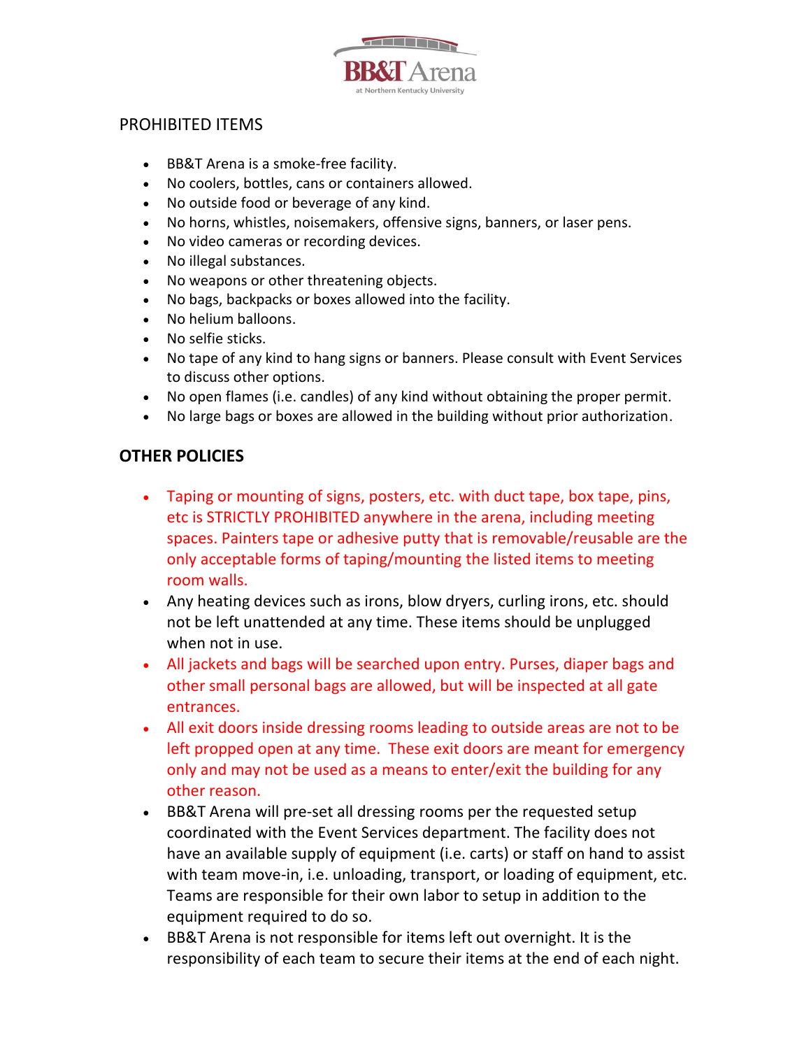## PROHIBITED ITEMS

- BB&T Arena is a smoke-free facility.
- No coolers, bottles, cans or containers allowed.
- No outside food or beverage of any kind.
- No horns, whistles, noisemakers, offensive signs, banners, or laser pens.
- No video cameras or recording devices.
- No illegal substances.
- No weapons or other threatening objects.
- No bags, backpacks or boxes allowed into the facility.
- No helium balloons.
- No selfie sticks.
- No tape of any kind to hang signs or banners. Please consult with Event Services to discuss other options.
- No open flames (i.e. candles) of any kind without obtaining the proper permit.
- No large bags or boxes are allowed in the building without prior authorization.

## OTHER POLICIES

- Taping or mounting of signs, posters, etc. with duct tape, box tape, pins, etc is STRICTLY PROHIBITED anywhere in the arena, including meeting spaces. Painters tape or adhesive putty that is removable/reusable are the only acceptable forms of taping/mounting the listed items to meeting room walls.
- Any heating devices such as irons, blow dryers, curling irons, etc. should not be left unattended at any time. These items should be unplugged when not in use.
- All jackets and bags will be searched upon entry. Purses, diaper bags and other small personal bags are allowed, but will be inspected at all gate entrances.
- All exit doors inside dressing rooms leading to outside areas are not to be left propped open at any time. These exit doors are meant for emergency only and may not be used as a means to enter/exit the building for any other reason.
- BB&T Arena will pre-set all dressing rooms per the requested setup coordinated with the Event Services department. The facility does not have an available supply of equipment (i.e. carts) or staff on hand to assist with team move-in, i.e. unloading, transport, or loading of equipment, etc. Teams are responsible for their own labor to setup in addition to the equipment required to do so.
- BB&T Arena is not responsible for items left out overnight. It is the responsibility of each team to secure their items at the end of each night.